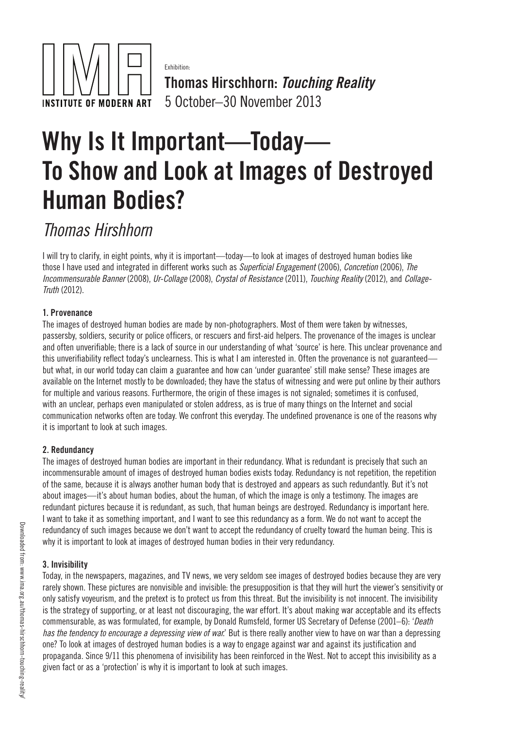INSTITUTE OF MODERN ART

Exhibition:

**Thomas Hirschhorn: *Touching Reality***

5 October–30 November 2013

# Why Is It Important—Today—To Show and Look at Images of Destroyed Human Bodies?

*Thomas Hirshhorn*

I will try to clarify, in eight points, why it is important—today—to look at images of destroyed human bodies like those I have used and integrated in different works such as *Superficial Engagement* (2006), *Concretion* (2006), *The Incommensurable Banner* (2008), *Ur-Collage* (2008), *Crystal of Resistance* (2011), *Touching Reality* (2012), and *Collage-Truth* (2012).

### 1. Provenance

The images of destroyed human bodies are made by non-photographers. Most of them were taken by witnesses, passersby, soldiers, security or police officers, or rescuers and first-aid helpers. The provenance of the images is unclear and often unverifiable; there is a lack of source in our understanding of what 'source' is here. This unclear provenance and this unverifiability reflect today's unclearness. This is what I am interested in. Often the provenance is not guaranteed—but what, in our world today can claim a guarantee and how can 'under guarantee' still make sense? These images are available on the Internet mostly to be downloaded; they have the status of witnessing and were put online by their authors for multiple and various reasons. Furthermore, the origin of these images is not signaled; sometimes it is confused, with an unclear, perhaps even manipulated or stolen address, as is true of many things on the Internet and social communication networks often are today. We confront this everyday. The undefined provenance is one of the reasons why it is important to look at such images.

### 2. Redundancy

The images of destroyed human bodies are important in their redundancy. What is redundant is precisely that such an incommensurable amount of images of destroyed human bodies exists today. Redundancy is not repetition, the repetition of the same, because it is always another human body that is destroyed and appears as such redundantly. But it's not about images—it's about human bodies, about the human, of which the image is only a testimony. The images are redundant pictures because it is redundant, as such, that human beings are destroyed. Redundancy is important here. I want to take it as something important, and I want to see this redundancy as a form. We do not want to accept the redundancy of such images because we don't want to accept the redundancy of cruelty toward the human being. This is why it is important to look at images of destroyed human bodies in their very redundancy.

### 3. Invisibility

Today, in the newspapers, magazines, and TV news, we very seldom see images of destroyed bodies because they are very rarely shown. These pictures are nonvisible and invisible: the presupposition is that they will hurt the viewer's sensitivity or only satisfy voyeurism, and the pretext is to protect us from this threat. But the invisibility is not innocent. The invisibility is the strategy of supporting, or at least not discouraging, the war effort. It's about making war acceptable and its effects commensurable, as was formulated, for example, by Donald Rumsfeld, former US Secretary of Defense (2001–6): '*Death has the tendency to encourage a depressing view of war.*' But is there really another view to have on war than a depressing one? To look at images of destroyed human bodies is a way to engage against war and against its justification and propaganda. Since 9/11 this phenomena of invisibility has been reinforced in the West. Not to accept this invisibility as a given fact or as a 'protection' is why it is important to look at such images.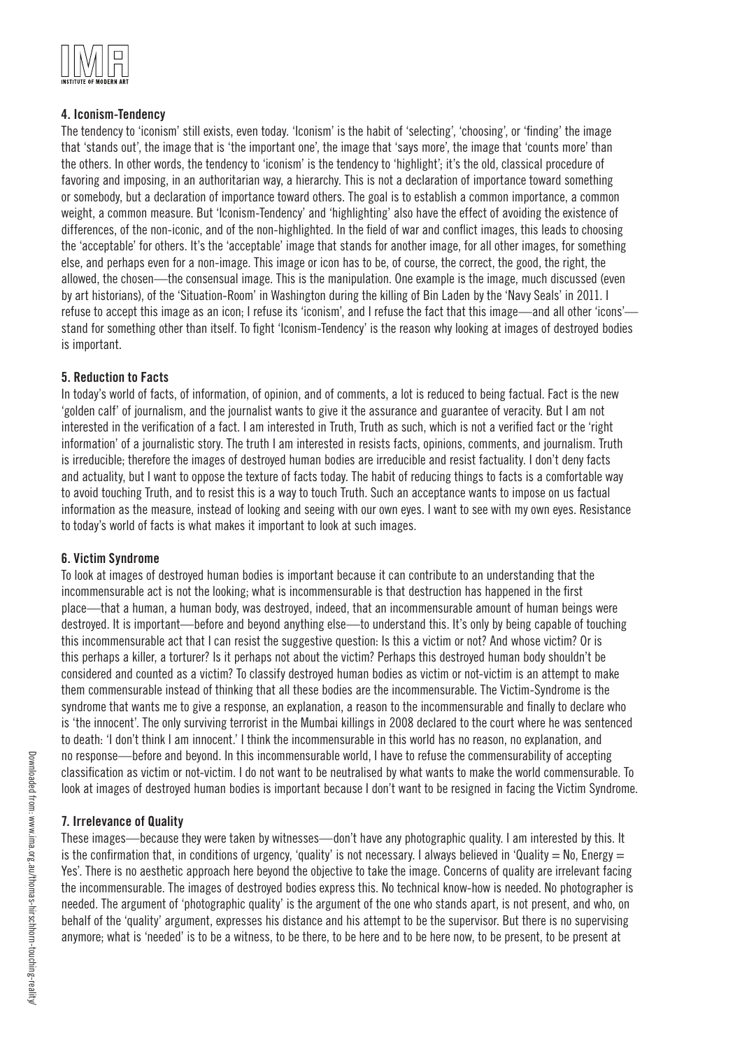## 4. Iconism-Tendency

The tendency to 'iconism' still exists, even today. 'Iconism' is the habit of 'selecting', 'choosing', or 'finding' the image that 'stands out', the image that is 'the important one', the image that 'says more', the image that 'counts more' than the others. In other words, the tendency to 'iconism' is the tendency to 'highlight'; it's the old, classical procedure of favoring and imposing, in an authoritarian way, a hierarchy. This is not a declaration of importance toward something or somebody, but a declaration of importance toward others. The goal is to establish a common importance, a common weight, a common measure. But 'Iconism-Tendency' and 'highlighting' also have the effect of avoiding the existence of differences, of the non-iconic, and of the non-highlighted. In the field of war and conflict images, this leads to choosing the 'acceptable' for others. It's the 'acceptable' image that stands for another image, for all other images, for something else, and perhaps even for a non-image. This image or icon has to be, of course, the correct, the good, the right, the allowed, the chosen—the consensual image. This is the manipulation. One example is the image, much discussed (even by art historians), of the 'Situation-Room' in Washington during the killing of Bin Laden by the 'Navy Seals' in 2011. I refuse to accept this image as an icon; I refuse its 'iconism', and I refuse the fact that this image—and all other 'icons'—stand for something other than itself. To fight 'Iconism-Tendency' is the reason why looking at images of destroyed bodies is important.

## 5. Reduction to Facts

In today's world of facts, of information, of opinion, and of comments, a lot is reduced to being factual. Fact is the new 'golden calf' of journalism, and the journalist wants to give it the assurance and guarantee of veracity. But I am not interested in the verification of a fact. I am interested in Truth, Truth as such, which is not a verified fact or the 'right information' of a journalistic story. The truth I am interested in resists facts, opinions, comments, and journalism. Truth is irreducible; therefore the images of destroyed human bodies are irreducible and resist factuality. I don't deny facts and actuality, but I want to oppose the texture of facts today. The habit of reducing things to facts is a comfortable way to avoid touching Truth, and to resist this is a way to touch Truth. Such an acceptance wants to impose on us factual information as the measure, instead of looking and seeing with our own eyes. I want to see with my own eyes. Resistance to today's world of facts is what makes it important to look at such images.

## 6. Victim Syndrome

To look at images of destroyed human bodies is important because it can contribute to an understanding that the incommensurable act is not the looking; what is incommensurable is that destruction has happened in the first place—that a human, a human body, was destroyed, indeed, that an incommensurable amount of human beings were destroyed. It is important—before and beyond anything else—to understand this. It's only by being capable of touching this incommensurable act that I can resist the suggestive question: Is this a victim or not? And whose victim? Or is this perhaps a killer, a torturer? Is it perhaps not about the victim? Perhaps this destroyed human body shouldn't be considered and counted as a victim? To classify destroyed human bodies as victim or not-victim is an attempt to make them commensurable instead of thinking that all these bodies are the incommensurable. The Victim-Syndrome is the syndrome that wants me to give a response, an explanation, a reason to the incommensurable and finally to declare who is 'the innocent'. The only surviving terrorist in the Mumbai killings in 2008 declared to the court where he was sentenced to death: 'I don't think I am innocent.' I think the incommensurable in this world has no reason, no explanation, and no response—before and beyond. In this incommensurable world, I have to refuse the commensurability of accepting classification as victim or not-victim. I do not want to be neutralised by what wants to make the world commensurable. To look at images of destroyed human bodies is important because I don't want to be resigned in facing the Victim Syndrome.

## 7. Irrelevance of Quality

These images—because they were taken by witnesses—don't have any photographic quality. I am interested by this. It is the confirmation that, in conditions of urgency, 'quality' is not necessary. I always believed in 'Quality = No, Energy = Yes'. There is no aesthetic approach here beyond the objective to take the image. Concerns of quality are irrelevant facing the incommensurable. The images of destroyed bodies express this. No technical know-how is needed. No photographer is needed. The argument of 'photographic quality' is the argument of the one who stands apart, is not present, and who, on behalf of the 'quality' argument, expresses his distance and his attempt to be the supervisor. But there is no supervising anymore; what is 'needed' is to be a witness, to be there, to be here and to be here now, to be present, to be present at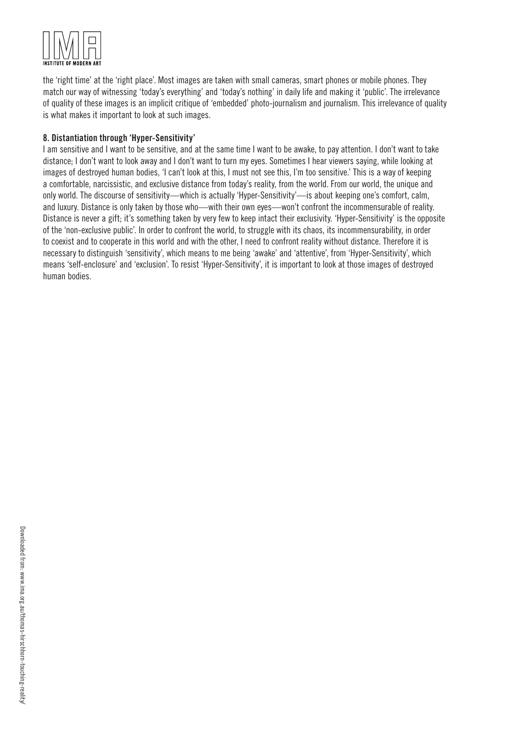the 'right time' at the 'right place'. Most images are taken with small cameras, smart phones or mobile phones. They match our way of witnessing 'today's everything' and 'today's nothing' in daily life and making it 'public'. The irrelevance of quality of these images is an implicit critique of 'embedded' photo-journalism and journalism. This irrelevance of quality is what makes it important to look at such images.

**8. Distantiation through 'Hyper-Sensitivity'**

I am sensitive and I want to be sensitive, and at the same time I want to be awake, to pay attention. I don't want to take distance; I don't want to look away and I don't want to turn my eyes. Sometimes I hear viewers saying, while looking at images of destroyed human bodies, 'I can't look at this, I must not see this, I'm too sensitive.' This is a way of keeping a comfortable, narcissistic, and exclusive distance from today's reality, from the world. From our world, the unique and only world. The discourse of sensitivity—which is actually 'Hyper-Sensitivity'—is about keeping one's comfort, calm, and luxury. Distance is only taken by those who—with their own eyes—won't confront the incommensurable of reality. Distance is never a gift; it's something taken by very few to keep intact their exclusivity. 'Hyper-Sensitivity' is the opposite of the 'non-exclusive public'. In order to confront the world, to struggle with its chaos, its incommensurability, in order to coexist and to cooperate in this world and with the other, I need to confront reality without distance. Therefore it is necessary to distinguish 'sensitivity', which means to me being 'awake' and 'attentive', from 'Hyper-Sensitivity', which means 'self-enclosure' and 'exclusion'. To resist 'Hyper-Sensitivity', it is important to look at those images of destroyed human bodies.